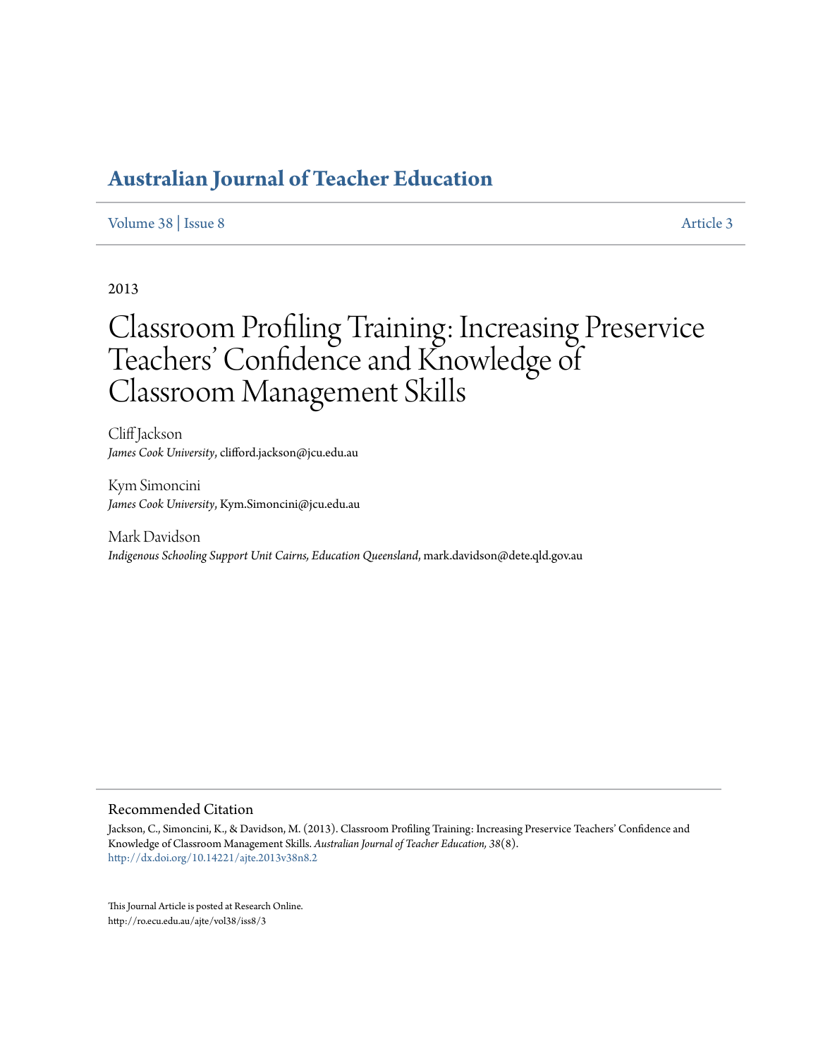# Australian Journal of Teacher Education

Volume 38 | Issue 8 — Article 3

2013

# Classroom Profiling Training: Increasing Preservice Teachers' Confidence and Knowledge of Classroom Management Skills

Cliff Jackson
*James Cook University*, clifford.jackson@jcu.edu.au

Kym Simoncini
*James Cook University*, Kym.Simoncini@jcu.edu.au

Mark Davidson
*Indigenous Schooling Support Unit Cairns, Education Queensland*, mark.davidson@dete.qld.gov.au

## Recommended Citation

Jackson, C., Simoncini, K., & Davidson, M. (2013). Classroom Profiling Training: Increasing Preservice Teachers' Confidence and Knowledge of Classroom Management Skills. *Australian Journal of Teacher Education, 38*(8).
http://dx.doi.org/10.14221/ajte.2013v38n8.2

This Journal Article is posted at Research Online.
http://ro.ecu.edu.au/ajte/vol38/iss8/3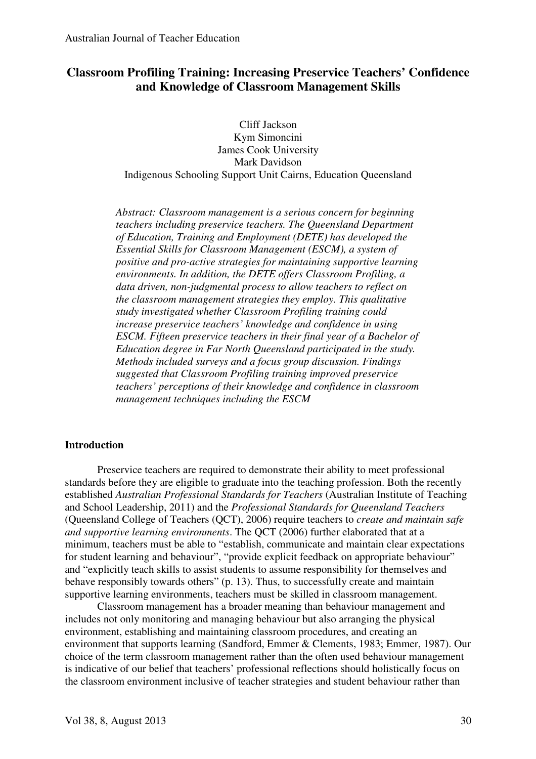# Classroom Profiling Training: Increasing Preservice Teachers' Confidence and Knowledge of Classroom Management Skills

Cliff Jackson  
Kym Simoncini  
James Cook University  
Mark Davidson  
Indigenous Schooling Support Unit Cairns, Education Queensland

*Abstract: Classroom management is a serious concern for beginning teachers including preservice teachers. The Queensland Department of Education, Training and Employment (DETE) has developed the Essential Skills for Classroom Management (ESCM), a system of positive and pro-active strategies for maintaining supportive learning environments. In addition, the DETE offers Classroom Profiling, a data driven, non-judgmental process to allow teachers to reflect on the classroom management strategies they employ. This qualitative study investigated whether Classroom Profiling training could increase preservice teachers' knowledge and confidence in using ESCM. Fifteen preservice teachers in their final year of a Bachelor of Education degree in Far North Queensland participated in the study. Methods included surveys and a focus group discussion. Findings suggested that Classroom Profiling training improved preservice teachers' perceptions of their knowledge and confidence in classroom management techniques including the ESCM*

## Introduction

Preservice teachers are required to demonstrate their ability to meet professional standards before they are eligible to graduate into the teaching profession. Both the recently established *Australian Professional Standards for Teachers* (Australian Institute of Teaching and School Leadership, 2011) and the *Professional Standards for Queensland Teachers* (Queensland College of Teachers (QCT), 2006) require teachers to *create and maintain safe and supportive learning environments*. The QCT (2006) further elaborated that at a minimum, teachers must be able to "establish, communicate and maintain clear expectations for student learning and behaviour", "provide explicit feedback on appropriate behaviour" and "explicitly teach skills to assist students to assume responsibility for themselves and behave responsibly towards others" (p. 13). Thus, to successfully create and maintain supportive learning environments, teachers must be skilled in classroom management.

Classroom management has a broader meaning than behaviour management and includes not only monitoring and managing behaviour but also arranging the physical environment, establishing and maintaining classroom procedures, and creating an environment that supports learning (Sandford, Emmer & Clements, 1983; Emmer, 1987). Our choice of the term classroom management rather than the often used behaviour management is indicative of our belief that teachers' professional reflections should holistically focus on the classroom environment inclusive of teacher strategies and student behaviour rather than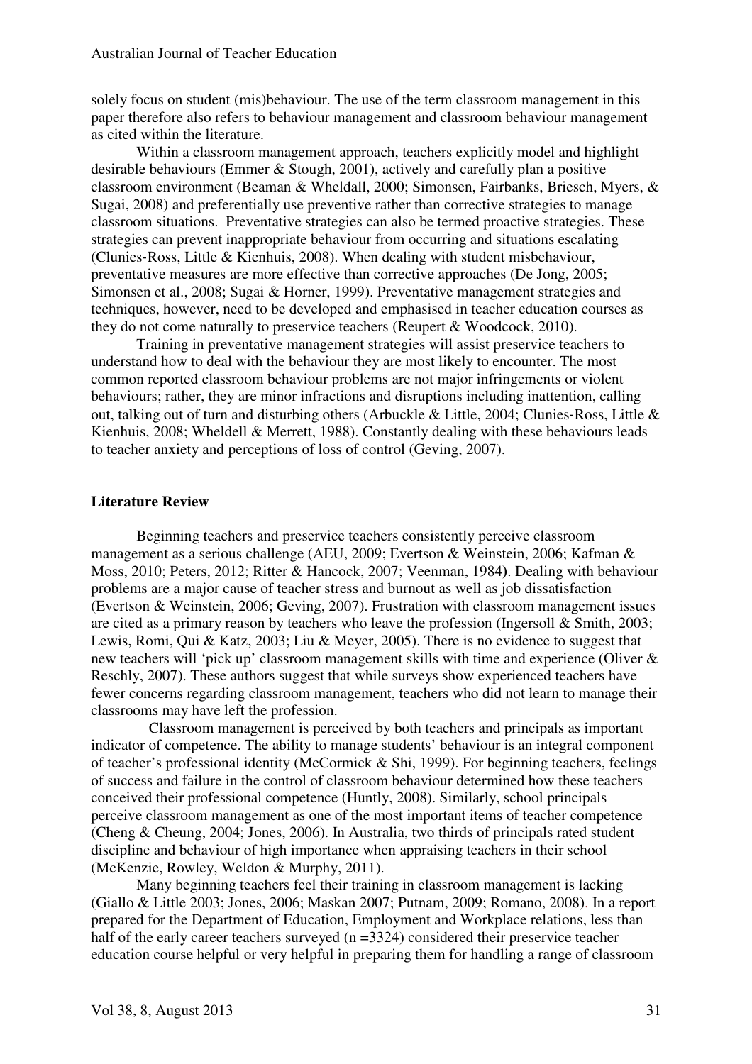solely focus on student (mis)behaviour. The use of the term classroom management in this paper therefore also refers to behaviour management and classroom behaviour management as cited within the literature.

Within a classroom management approach, teachers explicitly model and highlight desirable behaviours (Emmer & Stough, 2001), actively and carefully plan a positive classroom environment (Beaman & Wheldall, 2000; Simonsen, Fairbanks, Briesch, Myers, & Sugai, 2008) and preferentially use preventive rather than corrective strategies to manage classroom situations. Preventative strategies can also be termed proactive strategies. These strategies can prevent inappropriate behaviour from occurring and situations escalating (Clunies-Ross, Little & Kienhuis, 2008). When dealing with student misbehaviour, preventative measures are more effective than corrective approaches (De Jong, 2005; Simonsen et al., 2008; Sugai & Horner, 1999). Preventative management strategies and techniques, however, need to be developed and emphasised in teacher education courses as they do not come naturally to preservice teachers (Reupert & Woodcock, 2010).

Training in preventative management strategies will assist preservice teachers to understand how to deal with the behaviour they are most likely to encounter. The most common reported classroom behaviour problems are not major infringements or violent behaviours; rather, they are minor infractions and disruptions including inattention, calling out, talking out of turn and disturbing others (Arbuckle & Little, 2004; Clunies-Ross, Little & Kienhuis, 2008; Wheldell & Merrett, 1988). Constantly dealing with these behaviours leads to teacher anxiety and perceptions of loss of control (Geving, 2007).

## Literature Review

Beginning teachers and preservice teachers consistently perceive classroom management as a serious challenge (AEU, 2009; Evertson & Weinstein, 2006; Kafman & Moss, 2010; Peters, 2012; Ritter & Hancock, 2007; Veenman, 1984). Dealing with behaviour problems are a major cause of teacher stress and burnout as well as job dissatisfaction (Evertson & Weinstein, 2006; Geving, 2007). Frustration with classroom management issues are cited as a primary reason by teachers who leave the profession (Ingersoll & Smith, 2003; Lewis, Romi, Qui & Katz, 2003; Liu & Meyer, 2005). There is no evidence to suggest that new teachers will 'pick up' classroom management skills with time and experience (Oliver & Reschly, 2007). These authors suggest that while surveys show experienced teachers have fewer concerns regarding classroom management, teachers who did not learn to manage their classrooms may have left the profession.

Classroom management is perceived by both teachers and principals as important indicator of competence. The ability to manage students' behaviour is an integral component of teacher's professional identity (McCormick & Shi, 1999). For beginning teachers, feelings of success and failure in the control of classroom behaviour determined how these teachers conceived their professional competence (Huntly, 2008). Similarly, school principals perceive classroom management as one of the most important items of teacher competence (Cheng & Cheung, 2004; Jones, 2006). In Australia, two thirds of principals rated student discipline and behaviour of high importance when appraising teachers in their school (McKenzie, Rowley, Weldon & Murphy, 2011).

Many beginning teachers feel their training in classroom management is lacking (Giallo & Little 2003; Jones, 2006; Maskan 2007; Putnam, 2009; Romano, 2008). In a report prepared for the Department of Education, Employment and Workplace relations, less than half of the early career teachers surveyed (n =3324) considered their preservice teacher education course helpful or very helpful in preparing them for handling a range of classroom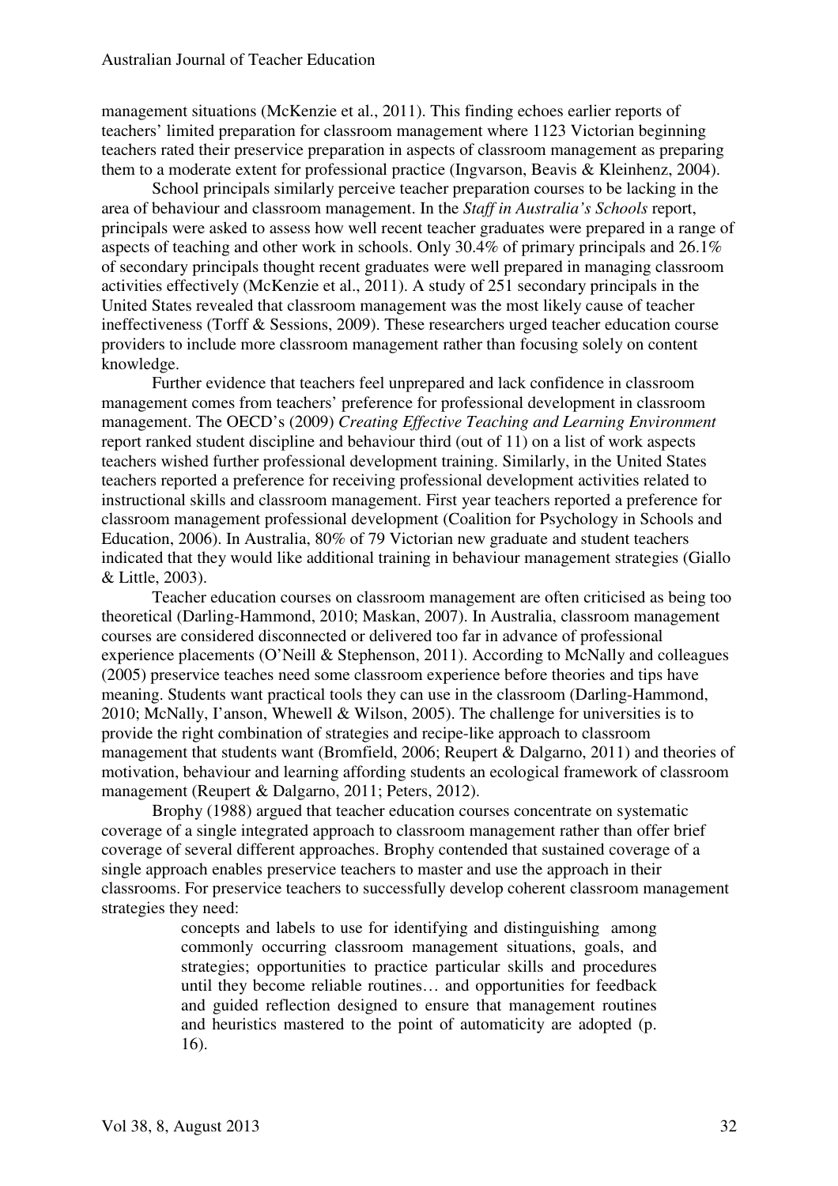management situations (McKenzie et al., 2011). This finding echoes earlier reports of teachers' limited preparation for classroom management where 1123 Victorian beginning teachers rated their preservice preparation in aspects of classroom management as preparing them to a moderate extent for professional practice (Ingvarson, Beavis & Kleinhenz, 2004).

School principals similarly perceive teacher preparation courses to be lacking in the area of behaviour and classroom management. In the *Staff in Australia's Schools* report, principals were asked to assess how well recent teacher graduates were prepared in a range of aspects of teaching and other work in schools. Only 30.4% of primary principals and 26.1% of secondary principals thought recent graduates were well prepared in managing classroom activities effectively (McKenzie et al., 2011). A study of 251 secondary principals in the United States revealed that classroom management was the most likely cause of teacher ineffectiveness (Torff & Sessions, 2009). These researchers urged teacher education course providers to include more classroom management rather than focusing solely on content knowledge.

Further evidence that teachers feel unprepared and lack confidence in classroom management comes from teachers' preference for professional development in classroom management. The OECD's (2009) *Creating Effective Teaching and Learning Environment* report ranked student discipline and behaviour third (out of 11) on a list of work aspects teachers wished further professional development training. Similarly, in the United States teachers reported a preference for receiving professional development activities related to instructional skills and classroom management. First year teachers reported a preference for classroom management professional development (Coalition for Psychology in Schools and Education, 2006). In Australia, 80% of 79 Victorian new graduate and student teachers indicated that they would like additional training in behaviour management strategies (Giallo & Little, 2003).

Teacher education courses on classroom management are often criticised as being too theoretical (Darling-Hammond, 2010; Maskan, 2007). In Australia, classroom management courses are considered disconnected or delivered too far in advance of professional experience placements (O'Neill & Stephenson, 2011). According to McNally and colleagues (2005) preservice teaches need some classroom experience before theories and tips have meaning. Students want practical tools they can use in the classroom (Darling-Hammond, 2010; McNally, I'anson, Whewell & Wilson, 2005). The challenge for universities is to provide the right combination of strategies and recipe-like approach to classroom management that students want (Bromfield, 2006; Reupert & Dalgarno, 2011) and theories of motivation, behaviour and learning affording students an ecological framework of classroom management (Reupert & Dalgarno, 2011; Peters, 2012).

Brophy (1988) argued that teacher education courses concentrate on systematic coverage of a single integrated approach to classroom management rather than offer brief coverage of several different approaches. Brophy contended that sustained coverage of a single approach enables preservice teachers to master and use the approach in their classrooms. For preservice teachers to successfully develop coherent classroom management strategies they need:

> concepts and labels to use for identifying and distinguishing among commonly occurring classroom management situations, goals, and strategies; opportunities to practice particular skills and procedures until they become reliable routines… and opportunities for feedback and guided reflection designed to ensure that management routines and heuristics mastered to the point of automaticity are adopted (p. 16).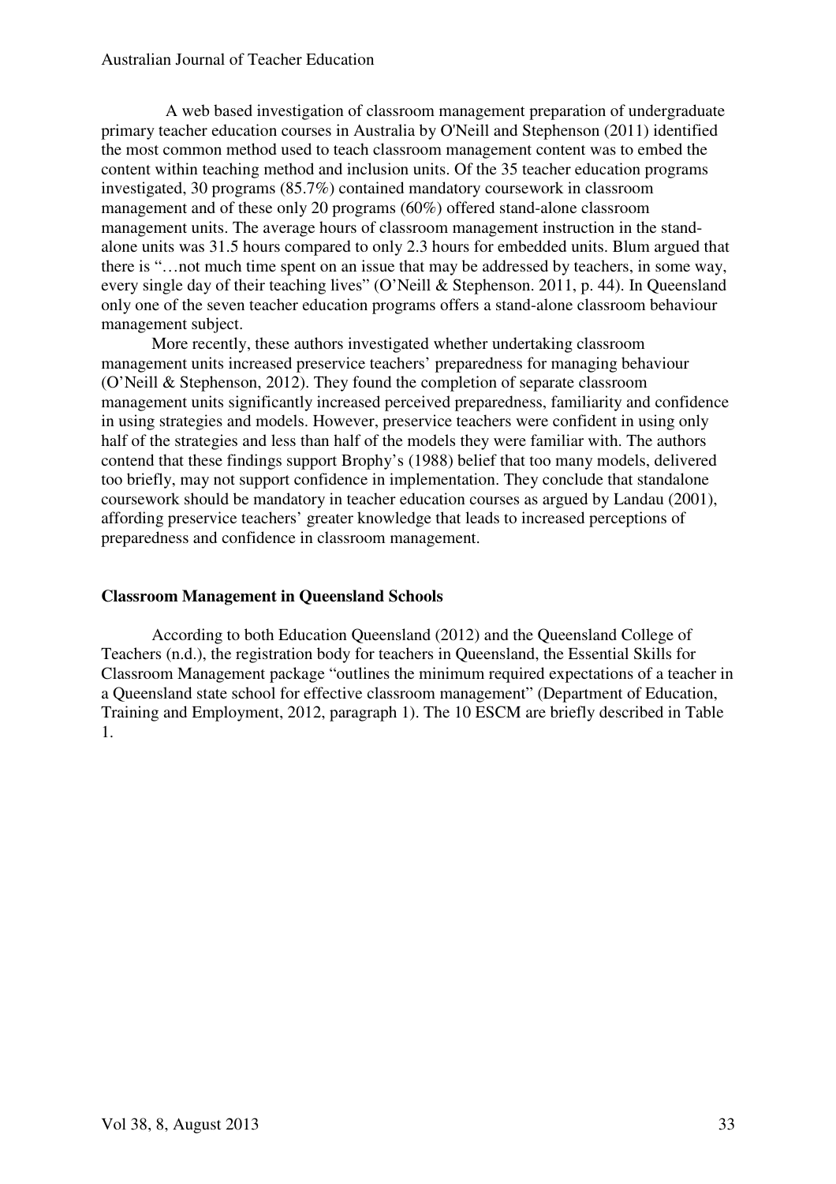A web based investigation of classroom management preparation of undergraduate primary teacher education courses in Australia by O'Neill and Stephenson (2011) identified the most common method used to teach classroom management content was to embed the content within teaching method and inclusion units. Of the 35 teacher education programs investigated, 30 programs (85.7%) contained mandatory coursework in classroom management and of these only 20 programs (60%) offered stand-alone classroom management units. The average hours of classroom management instruction in the stand-alone units was 31.5 hours compared to only 2.3 hours for embedded units. Blum argued that there is "…not much time spent on an issue that may be addressed by teachers, in some way, every single day of their teaching lives" (O'Neill & Stephenson. 2011, p. 44). In Queensland only one of the seven teacher education programs offers a stand-alone classroom behaviour management subject.

More recently, these authors investigated whether undertaking classroom management units increased preservice teachers' preparedness for managing behaviour (O'Neill & Stephenson, 2012). They found the completion of separate classroom management units significantly increased perceived preparedness, familiarity and confidence in using strategies and models. However, preservice teachers were confident in using only half of the strategies and less than half of the models they were familiar with. The authors contend that these findings support Brophy's (1988) belief that too many models, delivered too briefly, may not support confidence in implementation. They conclude that standalone coursework should be mandatory in teacher education courses as argued by Landau (2001), affording preservice teachers' greater knowledge that leads to increased perceptions of preparedness and confidence in classroom management.

## Classroom Management in Queensland Schools

According to both Education Queensland (2012) and the Queensland College of Teachers (n.d.), the registration body for teachers in Queensland, the Essential Skills for Classroom Management package "outlines the minimum required expectations of a teacher in a Queensland state school for effective classroom management" (Department of Education, Training and Employment, 2012, paragraph 1). The 10 ESCM are briefly described in Table 1.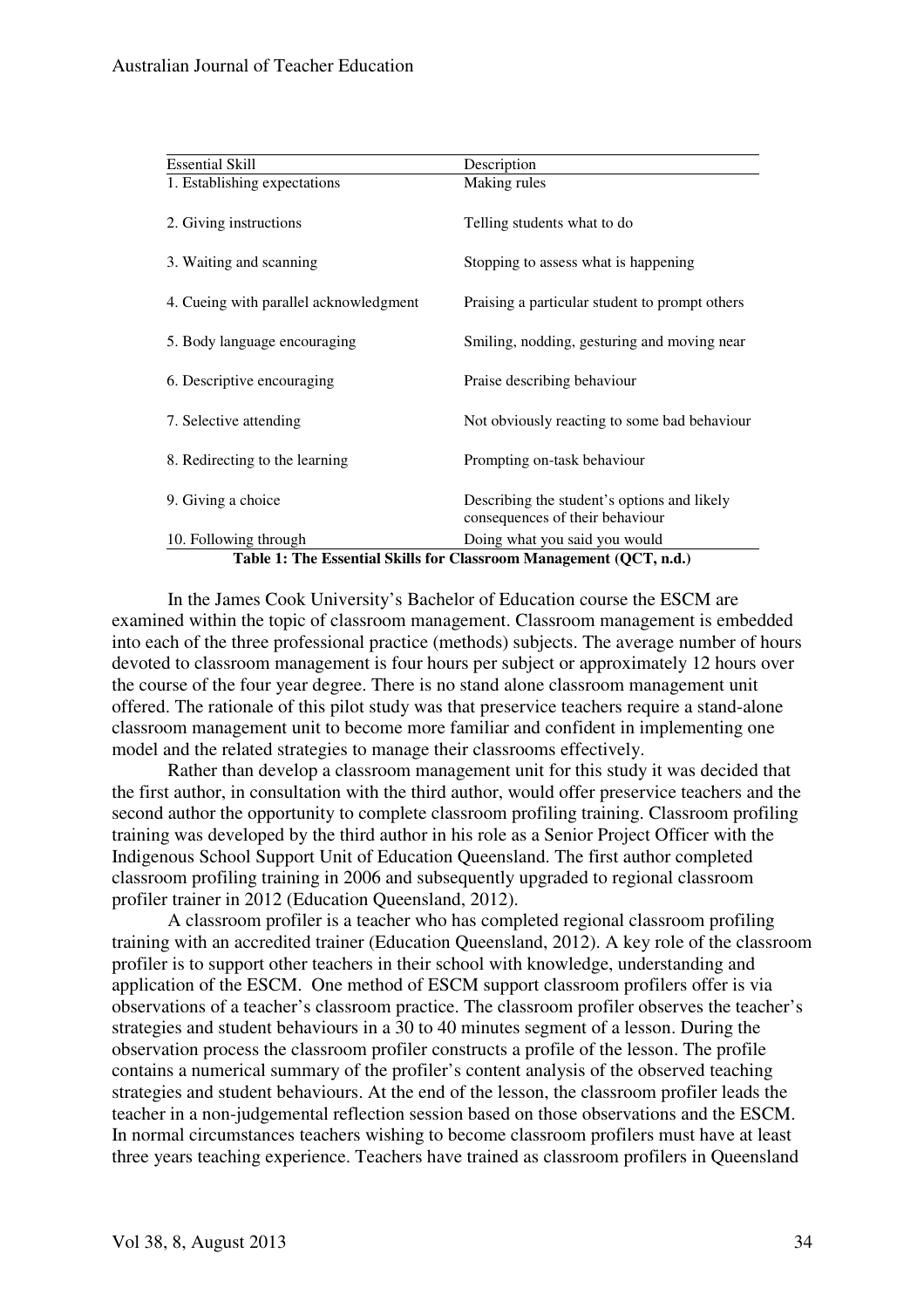| Essential Skill | Description |
|---|---|
| 1. Establishing expectations | Making rules |
| 2. Giving instructions | Telling students what to do |
| 3. Waiting and scanning | Stopping to assess what is happening |
| 4. Cueing with parallel acknowledgment | Praising a particular student to prompt others |
| 5. Body language encouraging | Smiling, nodding, gesturing and moving near |
| 6. Descriptive encouraging | Praise describing behaviour |
| 7. Selective attending | Not obviously reacting to some bad behaviour |
| 8. Redirecting to the learning | Prompting on-task behaviour |
| 9. Giving a choice | Describing the student's options and likely consequences of their behaviour |
| 10. Following through | Doing what you said you would |

**Table 1: The Essential Skills for Classroom Management (QCT, n.d.)**

In the James Cook University's Bachelor of Education course the ESCM are examined within the topic of classroom management. Classroom management is embedded into each of the three professional practice (methods) subjects. The average number of hours devoted to classroom management is four hours per subject or approximately 12 hours over the course of the four year degree. There is no stand alone classroom management unit offered. The rationale of this pilot study was that preservice teachers require a stand-alone classroom management unit to become more familiar and confident in implementing one model and the related strategies to manage their classrooms effectively.

Rather than develop a classroom management unit for this study it was decided that the first author, in consultation with the third author, would offer preservice teachers and the second author the opportunity to complete classroom profiling training. Classroom profiling training was developed by the third author in his role as a Senior Project Officer with the Indigenous School Support Unit of Education Queensland. The first author completed classroom profiling training in 2006 and subsequently upgraded to regional classroom profiler trainer in 2012 (Education Queensland, 2012).

A classroom profiler is a teacher who has completed regional classroom profiling training with an accredited trainer (Education Queensland, 2012). A key role of the classroom profiler is to support other teachers in their school with knowledge, understanding and application of the ESCM. One method of ESCM support classroom profilers offer is via observations of a teacher's classroom practice. The classroom profiler observes the teacher's strategies and student behaviours in a 30 to 40 minutes segment of a lesson. During the observation process the classroom profiler constructs a profile of the lesson. The profile contains a numerical summary of the profiler's content analysis of the observed teaching strategies and student behaviours. At the end of the lesson, the classroom profiler leads the teacher in a non-judgemental reflection session based on those observations and the ESCM. In normal circumstances teachers wishing to become classroom profilers must have at least three years teaching experience. Teachers have trained as classroom profilers in Queensland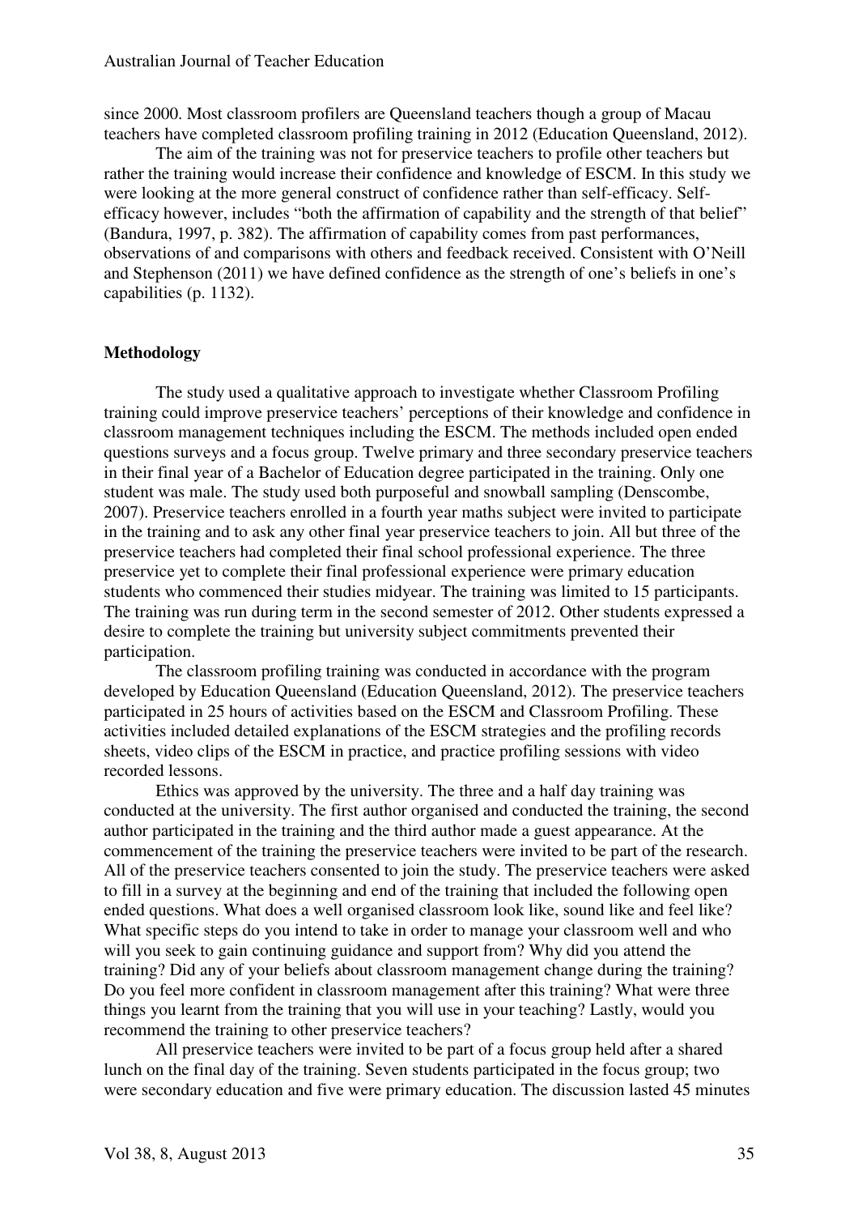since 2000. Most classroom profilers are Queensland teachers though a group of Macau teachers have completed classroom profiling training in 2012 (Education Queensland, 2012).

The aim of the training was not for preservice teachers to profile other teachers but rather the training would increase their confidence and knowledge of ESCM. In this study we were looking at the more general construct of confidence rather than self-efficacy. Self-efficacy however, includes "both the affirmation of capability and the strength of that belief" (Bandura, 1997, p. 382). The affirmation of capability comes from past performances, observations of and comparisons with others and feedback received. Consistent with O'Neill and Stephenson (2011) we have defined confidence as the strength of one's beliefs in one's capabilities (p. 1132).

**Methodology**

The study used a qualitative approach to investigate whether Classroom Profiling training could improve preservice teachers' perceptions of their knowledge and confidence in classroom management techniques including the ESCM. The methods included open ended questions surveys and a focus group. Twelve primary and three secondary preservice teachers in their final year of a Bachelor of Education degree participated in the training. Only one student was male. The study used both purposeful and snowball sampling (Denscombe, 2007). Preservice teachers enrolled in a fourth year maths subject were invited to participate in the training and to ask any other final year preservice teachers to join. All but three of the preservice teachers had completed their final school professional experience. The three preservice yet to complete their final professional experience were primary education students who commenced their studies midyear. The training was limited to 15 participants. The training was run during term in the second semester of 2012. Other students expressed a desire to complete the training but university subject commitments prevented their participation.

The classroom profiling training was conducted in accordance with the program developed by Education Queensland (Education Queensland, 2012). The preservice teachers participated in 25 hours of activities based on the ESCM and Classroom Profiling. These activities included detailed explanations of the ESCM strategies and the profiling records sheets, video clips of the ESCM in practice, and practice profiling sessions with video recorded lessons.

Ethics was approved by the university. The three and a half day training was conducted at the university. The first author organised and conducted the training, the second author participated in the training and the third author made a guest appearance. At the commencement of the training the preservice teachers were invited to be part of the research. All of the preservice teachers consented to join the study. The preservice teachers were asked to fill in a survey at the beginning and end of the training that included the following open ended questions. What does a well organised classroom look like, sound like and feel like? What specific steps do you intend to take in order to manage your classroom well and who will you seek to gain continuing guidance and support from? Why did you attend the training? Did any of your beliefs about classroom management change during the training? Do you feel more confident in classroom management after this training? What were three things you learnt from the training that you will use in your teaching? Lastly, would you recommend the training to other preservice teachers?

All preservice teachers were invited to be part of a focus group held after a shared lunch on the final day of the training. Seven students participated in the focus group; two were secondary education and five were primary education. The discussion lasted 45 minutes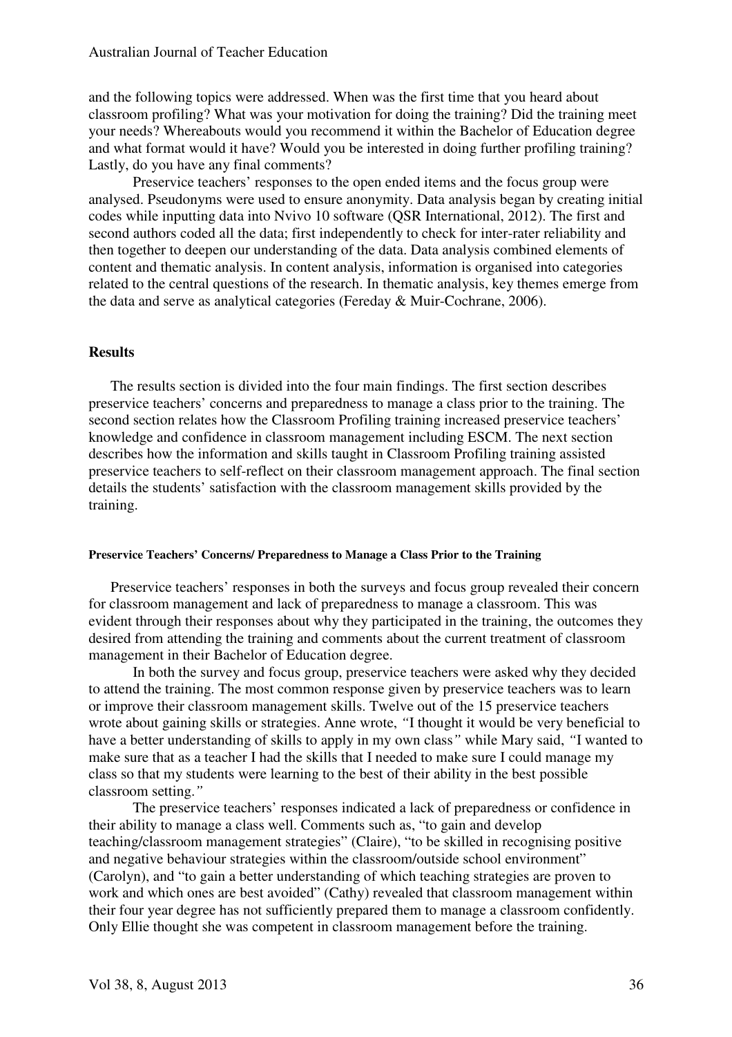and the following topics were addressed. When was the first time that you heard about classroom profiling? What was your motivation for doing the training? Did the training meet your needs? Whereabouts would you recommend it within the Bachelor of Education degree and what format would it have? Would you be interested in doing further profiling training? Lastly, do you have any final comments?

Preservice teachers' responses to the open ended items and the focus group were analysed. Pseudonyms were used to ensure anonymity. Data analysis began by creating initial codes while inputting data into Nvivo 10 software (QSR International, 2012). The first and second authors coded all the data; first independently to check for inter-rater reliability and then together to deepen our understanding of the data. Data analysis combined elements of content and thematic analysis. In content analysis, information is organised into categories related to the central questions of the research. In thematic analysis, key themes emerge from the data and serve as analytical categories (Fereday & Muir-Cochrane, 2006).

## Results

The results section is divided into the four main findings. The first section describes preservice teachers' concerns and preparedness to manage a class prior to the training. The second section relates how the Classroom Profiling training increased preservice teachers' knowledge and confidence in classroom management including ESCM. The next section describes how the information and skills taught in Classroom Profiling training assisted preservice teachers to self-reflect on their classroom management approach. The final section details the students' satisfaction with the classroom management skills provided by the training.

#### Preservice Teachers' Concerns/ Preparedness to Manage a Class Prior to the Training

Preservice teachers' responses in both the surveys and focus group revealed their concern for classroom management and lack of preparedness to manage a classroom. This was evident through their responses about why they participated in the training, the outcomes they desired from attending the training and comments about the current treatment of classroom management in their Bachelor of Education degree.

In both the survey and focus group, preservice teachers were asked why they decided to attend the training. The most common response given by preservice teachers was to learn or improve their classroom management skills. Twelve out of the 15 preservice teachers wrote about gaining skills or strategies. Anne wrote, *"I thought it would be very beneficial to have a better understanding of skills to apply in my own class"* while Mary said, *"I wanted to make sure that as a teacher I had the skills that I needed to make sure I could manage my class so that my students were learning to the best of their ability in the best possible classroom setting."*

The preservice teachers' responses indicated a lack of preparedness or confidence in their ability to manage a class well. Comments such as, "to gain and develop teaching/classroom management strategies" (Claire), "to be skilled in recognising positive and negative behaviour strategies within the classroom/outside school environment" (Carolyn), and "to gain a better understanding of which teaching strategies are proven to work and which ones are best avoided" (Cathy) revealed that classroom management within their four year degree has not sufficiently prepared them to manage a classroom confidently. Only Ellie thought she was competent in classroom management before the training.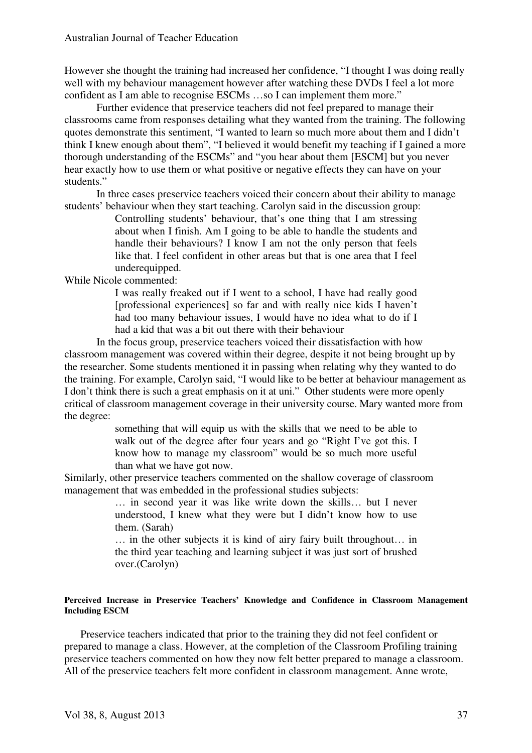However she thought the training had increased her confidence, "I thought I was doing really well with my behaviour management however after watching these DVDs I feel a lot more confident as I am able to recognise ESCMs …so I can implement them more."

Further evidence that preservice teachers did not feel prepared to manage their classrooms came from responses detailing what they wanted from the training. The following quotes demonstrate this sentiment, "I wanted to learn so much more about them and I didn't think I knew enough about them", "I believed it would benefit my teaching if I gained a more thorough understanding of the ESCMs" and "you hear about them [ESCM] but you never hear exactly how to use them or what positive or negative effects they can have on your students."

In three cases preservice teachers voiced their concern about their ability to manage students' behaviour when they start teaching. Carolyn said in the discussion group:

> Controlling students' behaviour, that's one thing that I am stressing about when I finish. Am I going to be able to handle the students and handle their behaviours? I know I am not the only person that feels like that. I feel confident in other areas but that is one area that I feel underequipped.

While Nicole commented:

> I was really freaked out if I went to a school, I have had really good [professional experiences] so far and with really nice kids I haven't had too many behaviour issues, I would have no idea what to do if I had a kid that was a bit out there with their behaviour

In the focus group, preservice teachers voiced their dissatisfaction with how classroom management was covered within their degree, despite it not being brought up by the researcher. Some students mentioned it in passing when relating why they wanted to do the training. For example, Carolyn said, "I would like to be better at behaviour management as I don't think there is such a great emphasis on it at uni." Other students were more openly critical of classroom management coverage in their university course. Mary wanted more from the degree:

> something that will equip us with the skills that we need to be able to walk out of the degree after four years and go "Right I've got this. I know how to manage my classroom" would be so much more useful than what we have got now.

Similarly, other preservice teachers commented on the shallow coverage of classroom management that was embedded in the professional studies subjects:

> … in second year it was like write down the skills… but I never understood, I knew what they were but I didn't know how to use them. (Sarah)
>
> … in the other subjects it is kind of airy fairy built throughout… in the third year teaching and learning subject it was just sort of brushed over.(Carolyn)

#### Perceived Increase in Preservice Teachers' Knowledge and Confidence in Classroom Management Including ESCM

Preservice teachers indicated that prior to the training they did not feel confident or prepared to manage a class. However, at the completion of the Classroom Profiling training preservice teachers commented on how they now felt better prepared to manage a classroom. All of the preservice teachers felt more confident in classroom management. Anne wrote,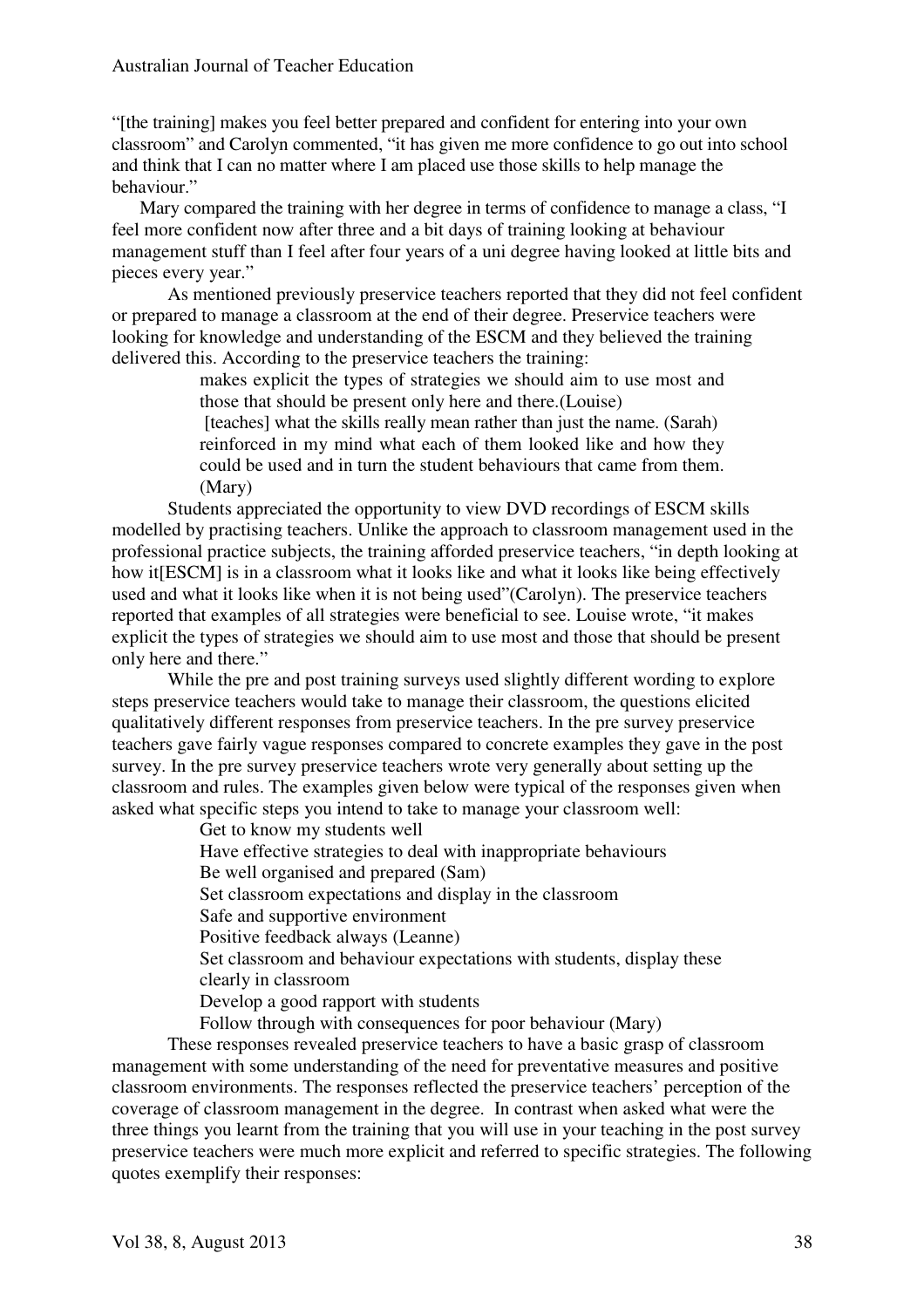"[the training] makes you feel better prepared and confident for entering into your own classroom" and Carolyn commented, "it has given me more confidence to go out into school and think that I can no matter where I am placed use those skills to help manage the behaviour."

Mary compared the training with her degree in terms of confidence to manage a class, "I feel more confident now after three and a bit days of training looking at behaviour management stuff than I feel after four years of a uni degree having looked at little bits and pieces every year."

As mentioned previously preservice teachers reported that they did not feel confident or prepared to manage a classroom at the end of their degree. Preservice teachers were looking for knowledge and understanding of the ESCM and they believed the training delivered this. According to the preservice teachers the training:

> makes explicit the types of strategies we should aim to use most and those that should be present only here and there.(Louise)
>
> [teaches] what the skills really mean rather than just the name. (Sarah)
>
> reinforced in my mind what each of them looked like and how they could be used and in turn the student behaviours that came from them. (Mary)

Students appreciated the opportunity to view DVD recordings of ESCM skills modelled by practising teachers. Unlike the approach to classroom management used in the professional practice subjects, the training afforded preservice teachers, "in depth looking at how it[ESCM] is in a classroom what it looks like and what it looks like being effectively used and what it looks like when it is not being used"(Carolyn). The preservice teachers reported that examples of all strategies were beneficial to see. Louise wrote, "it makes explicit the types of strategies we should aim to use most and those that should be present only here and there."

While the pre and post training surveys used slightly different wording to explore steps preservice teachers would take to manage their classroom, the questions elicited qualitatively different responses from preservice teachers. In the pre survey preservice teachers gave fairly vague responses compared to concrete examples they gave in the post survey. In the pre survey preservice teachers wrote very generally about setting up the classroom and rules. The examples given below were typical of the responses given when asked what specific steps you intend to take to manage your classroom well:

> Get to know my students well
> Have effective strategies to deal with inappropriate behaviours
> Be well organised and prepared (Sam)
> Set classroom expectations and display in the classroom
> Safe and supportive environment
> Positive feedback always (Leanne)
> Set classroom and behaviour expectations with students, display these clearly in classroom
> Develop a good rapport with students
> Follow through with consequences for poor behaviour (Mary)

These responses revealed preservice teachers to have a basic grasp of classroom management with some understanding of the need for preventative measures and positive classroom environments. The responses reflected the preservice teachers' perception of the coverage of classroom management in the degree. In contrast when asked what were the three things you learnt from the training that you will use in your teaching in the post survey preservice teachers were much more explicit and referred to specific strategies. The following quotes exemplify their responses: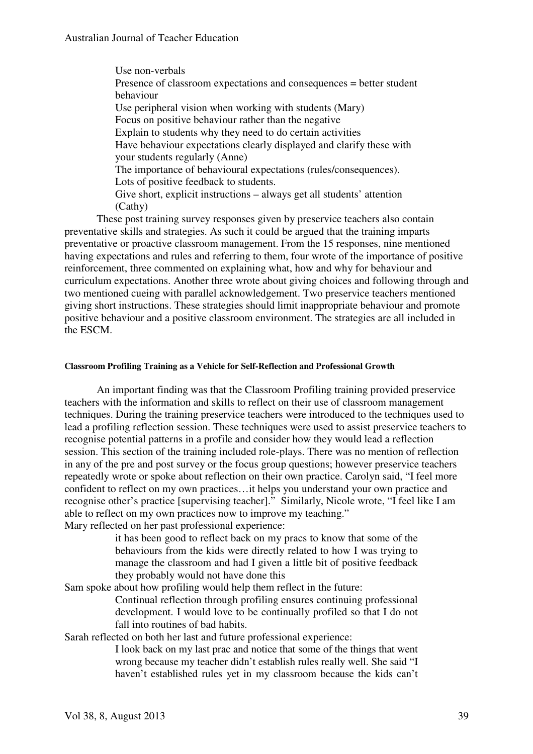> Use non-verbals
> Presence of classroom expectations and consequences = better student behaviour
> Use peripheral vision when working with students (Mary)
> Focus on positive behaviour rather than the negative
> Explain to students why they need to do certain activities
> Have behaviour expectations clearly displayed and clarify these with your students regularly (Anne)
> The importance of behavioural expectations (rules/consequences).
> Lots of positive feedback to students.
> Give short, explicit instructions – always get all students' attention (Cathy)

These post training survey responses given by preservice teachers also contain preventative skills and strategies. As such it could be argued that the training imparts preventative or proactive classroom management. From the 15 responses, nine mentioned having expectations and rules and referring to them, four wrote of the importance of positive reinforcement, three commented on explaining what, how and why for behaviour and curriculum expectations. Another three wrote about giving choices and following through and two mentioned cueing with parallel acknowledgement. Two preservice teachers mentioned giving short instructions. These strategies should limit inappropriate behaviour and promote positive behaviour and a positive classroom environment. The strategies are all included in the ESCM.

#### Classroom Profiling Training as a Vehicle for Self-Reflection and Professional Growth

An important finding was that the Classroom Profiling training provided preservice teachers with the information and skills to reflect on their use of classroom management techniques. During the training preservice teachers were introduced to the techniques used to lead a profiling reflection session. These techniques were used to assist preservice teachers to recognise potential patterns in a profile and consider how they would lead a reflection session. This section of the training included role-plays. There was no mention of reflection in any of the pre and post survey or the focus group questions; however preservice teachers repeatedly wrote or spoke about reflection on their own practice. Carolyn said, "I feel more confident to reflect on my own practices…it helps you understand your own practice and recognise other's practice [supervising teacher]." Similarly, Nicole wrote, "I feel like I am able to reflect on my own practices now to improve my teaching."

Mary reflected on her past professional experience:

> it has been good to reflect back on my pracs to know that some of the behaviours from the kids were directly related to how I was trying to manage the classroom and had I given a little bit of positive feedback they probably would not have done this

Sam spoke about how profiling would help them reflect in the future:

> Continual reflection through profiling ensures continuing professional development. I would love to be continually profiled so that I do not fall into routines of bad habits.

Sarah reflected on both her last and future professional experience:

> I look back on my last prac and notice that some of the things that went wrong because my teacher didn't establish rules really well. She said "I haven't established rules yet in my classroom because the kids can't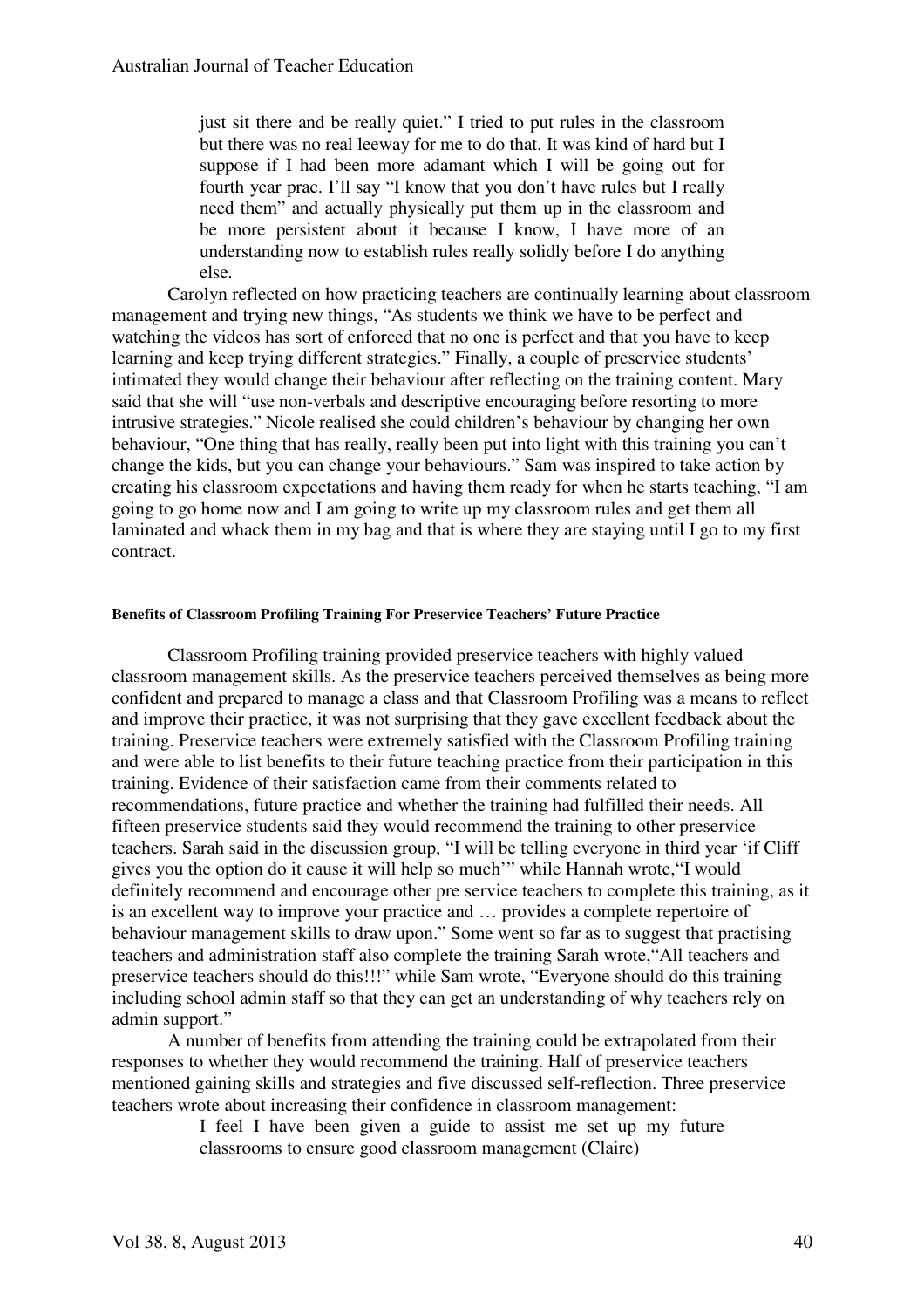> just sit there and be really quiet." I tried to put rules in the classroom but there was no real leeway for me to do that. It was kind of hard but I suppose if I had been more adamant which I will be going out for fourth year prac. I'll say "I know that you don't have rules but I really need them" and actually physically put them up in the classroom and be more persistent about it because I know, I have more of an understanding now to establish rules really solidly before I do anything else.

Carolyn reflected on how practicing teachers are continually learning about classroom management and trying new things, "As students we think we have to be perfect and watching the videos has sort of enforced that no one is perfect and that you have to keep learning and keep trying different strategies." Finally, a couple of preservice students' intimated they would change their behaviour after reflecting on the training content. Mary said that she will "use non-verbals and descriptive encouraging before resorting to more intrusive strategies." Nicole realised she could children's behaviour by changing her own behaviour, "One thing that has really, really been put into light with this training you can't change the kids, but you can change your behaviours." Sam was inspired to take action by creating his classroom expectations and having them ready for when he starts teaching, "I am going to go home now and I am going to write up my classroom rules and get them all laminated and whack them in my bag and that is where they are staying until I go to my first contract.

#### Benefits of Classroom Profiling Training For Preservice Teachers' Future Practice

Classroom Profiling training provided preservice teachers with highly valued classroom management skills. As the preservice teachers perceived themselves as being more confident and prepared to manage a class and that Classroom Profiling was a means to reflect and improve their practice, it was not surprising that they gave excellent feedback about the training. Preservice teachers were extremely satisfied with the Classroom Profiling training and were able to list benefits to their future teaching practice from their participation in this training. Evidence of their satisfaction came from their comments related to recommendations, future practice and whether the training had fulfilled their needs. All fifteen preservice students said they would recommend the training to other preservice teachers. Sarah said in the discussion group, "I will be telling everyone in third year 'if Cliff gives you the option do it cause it will help so much'" while Hannah wrote,"I would definitely recommend and encourage other pre service teachers to complete this training, as it is an excellent way to improve your practice and … provides a complete repertoire of behaviour management skills to draw upon." Some went so far as to suggest that practising teachers and administration staff also complete the training Sarah wrote,"All teachers and preservice teachers should do this!!!" while Sam wrote, "Everyone should do this training including school admin staff so that they can get an understanding of why teachers rely on admin support."

A number of benefits from attending the training could be extrapolated from their responses to whether they would recommend the training. Half of preservice teachers mentioned gaining skills and strategies and five discussed self-reflection. Three preservice teachers wrote about increasing their confidence in classroom management:

> I feel I have been given a guide to assist me set up my future classrooms to ensure good classroom management (Claire)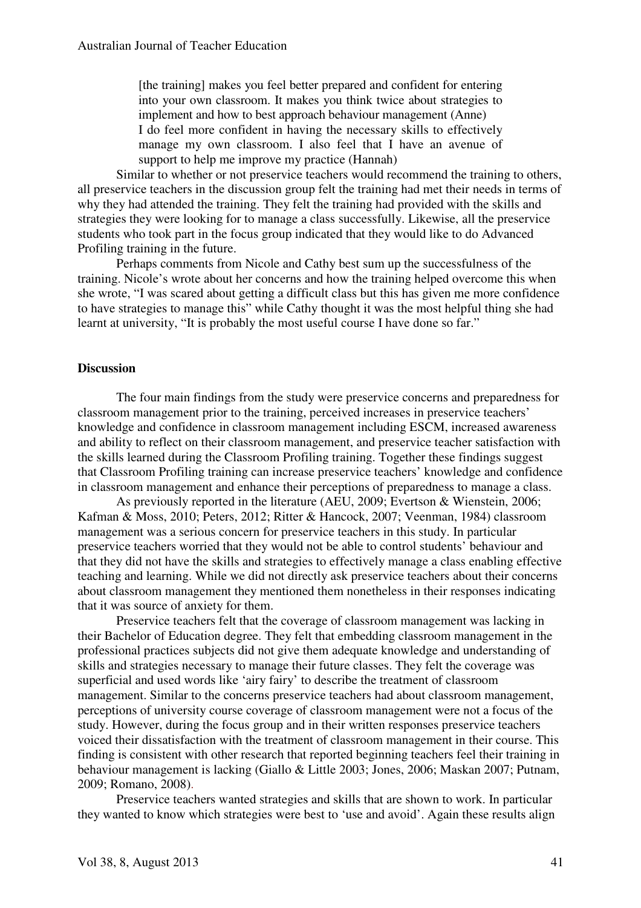> [the training] makes you feel better prepared and confident for entering into your own classroom. It makes you think twice about strategies to implement and how to best approach behaviour management (Anne)
> I do feel more confident in having the necessary skills to effectively manage my own classroom. I also feel that I have an avenue of support to help me improve my practice (Hannah)

Similar to whether or not preservice teachers would recommend the training to others, all preservice teachers in the discussion group felt the training had met their needs in terms of why they had attended the training. They felt the training had provided with the skills and strategies they were looking for to manage a class successfully. Likewise, all the preservice students who took part in the focus group indicated that they would like to do Advanced Profiling training in the future.

Perhaps comments from Nicole and Cathy best sum up the successfulness of the training. Nicole's wrote about her concerns and how the training helped overcome this when she wrote, "I was scared about getting a difficult class but this has given me more confidence to have strategies to manage this" while Cathy thought it was the most helpful thing she had learnt at university, "It is probably the most useful course I have done so far."

**Discussion**

The four main findings from the study were preservice concerns and preparedness for classroom management prior to the training, perceived increases in preservice teachers' knowledge and confidence in classroom management including ESCM, increased awareness and ability to reflect on their classroom management, and preservice teacher satisfaction with the skills learned during the Classroom Profiling training. Together these findings suggest that Classroom Profiling training can increase preservice teachers' knowledge and confidence in classroom management and enhance their perceptions of preparedness to manage a class.

As previously reported in the literature (AEU, 2009; Evertson & Wienstein, 2006; Kafman & Moss, 2010; Peters, 2012; Ritter & Hancock, 2007; Veenman, 1984) classroom management was a serious concern for preservice teachers in this study. In particular preservice teachers worried that they would not be able to control students' behaviour and that they did not have the skills and strategies to effectively manage a class enabling effective teaching and learning. While we did not directly ask preservice teachers about their concerns about classroom management they mentioned them nonetheless in their responses indicating that it was source of anxiety for them.

Preservice teachers felt that the coverage of classroom management was lacking in their Bachelor of Education degree. They felt that embedding classroom management in the professional practices subjects did not give them adequate knowledge and understanding of skills and strategies necessary to manage their future classes. They felt the coverage was superficial and used words like 'airy fairy' to describe the treatment of classroom management. Similar to the concerns preservice teachers had about classroom management, perceptions of university course coverage of classroom management were not a focus of the study. However, during the focus group and in their written responses preservice teachers voiced their dissatisfaction with the treatment of classroom management in their course. This finding is consistent with other research that reported beginning teachers feel their training in behaviour management is lacking (Giallo & Little 2003; Jones, 2006; Maskan 2007; Putnam, 2009; Romano, 2008).

Preservice teachers wanted strategies and skills that are shown to work. In particular they wanted to know which strategies were best to 'use and avoid'. Again these results align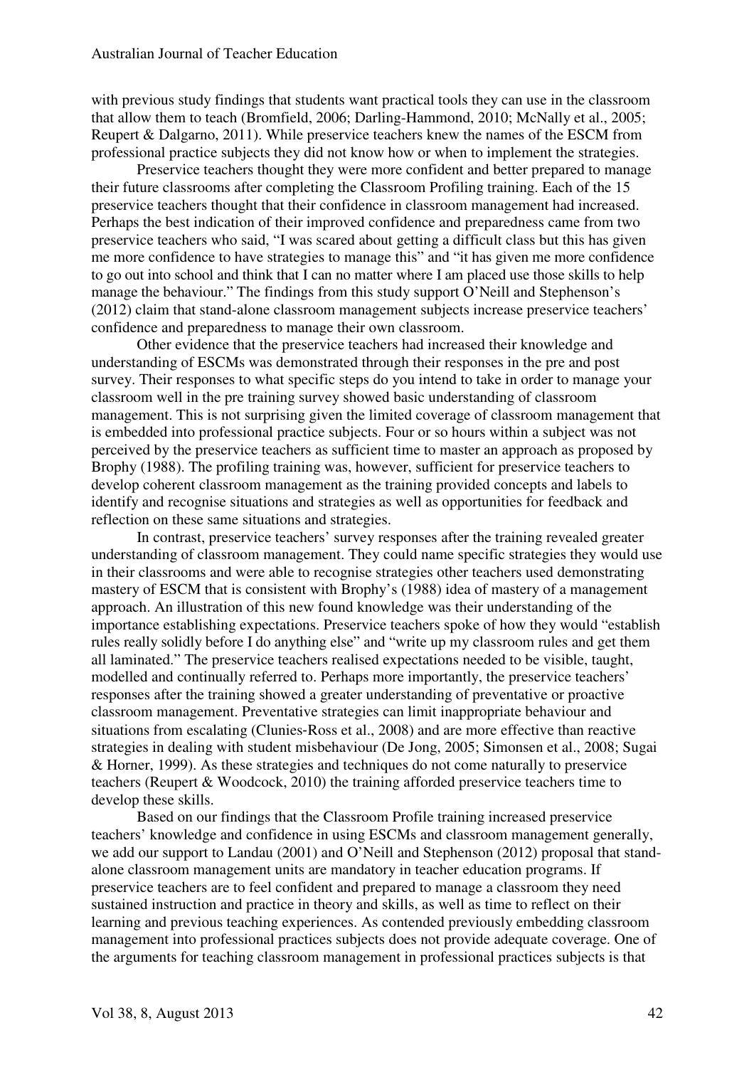with previous study findings that students want practical tools they can use in the classroom that allow them to teach (Bromfield, 2006; Darling-Hammond, 2010; McNally et al., 2005; Reupert & Dalgarno, 2011). While preservice teachers knew the names of the ESCM from professional practice subjects they did not know how or when to implement the strategies.

Preservice teachers thought they were more confident and better prepared to manage their future classrooms after completing the Classroom Profiling training. Each of the 15 preservice teachers thought that their confidence in classroom management had increased. Perhaps the best indication of their improved confidence and preparedness came from two preservice teachers who said, "I was scared about getting a difficult class but this has given me more confidence to have strategies to manage this" and "it has given me more confidence to go out into school and think that I can no matter where I am placed use those skills to help manage the behaviour." The findings from this study support O'Neill and Stephenson's (2012) claim that stand-alone classroom management subjects increase preservice teachers' confidence and preparedness to manage their own classroom.

Other evidence that the preservice teachers had increased their knowledge and understanding of ESCMs was demonstrated through their responses in the pre and post survey. Their responses to what specific steps do you intend to take in order to manage your classroom well in the pre training survey showed basic understanding of classroom management. This is not surprising given the limited coverage of classroom management that is embedded into professional practice subjects. Four or so hours within a subject was not perceived by the preservice teachers as sufficient time to master an approach as proposed by Brophy (1988). The profiling training was, however, sufficient for preservice teachers to develop coherent classroom management as the training provided concepts and labels to identify and recognise situations and strategies as well as opportunities for feedback and reflection on these same situations and strategies.

In contrast, preservice teachers' survey responses after the training revealed greater understanding of classroom management. They could name specific strategies they would use in their classrooms and were able to recognise strategies other teachers used demonstrating mastery of ESCM that is consistent with Brophy's (1988) idea of mastery of a management approach. An illustration of this new found knowledge was their understanding of the importance establishing expectations. Preservice teachers spoke of how they would "establish rules really solidly before I do anything else" and "write up my classroom rules and get them all laminated." The preservice teachers realised expectations needed to be visible, taught, modelled and continually referred to. Perhaps more importantly, the preservice teachers' responses after the training showed a greater understanding of preventative or proactive classroom management. Preventative strategies can limit inappropriate behaviour and situations from escalating (Clunies-Ross et al., 2008) and are more effective than reactive strategies in dealing with student misbehaviour (De Jong, 2005; Simonsen et al., 2008; Sugai & Horner, 1999). As these strategies and techniques do not come naturally to preservice teachers (Reupert & Woodcock, 2010) the training afforded preservice teachers time to develop these skills.

Based on our findings that the Classroom Profile training increased preservice teachers' knowledge and confidence in using ESCMs and classroom management generally, we add our support to Landau (2001) and O'Neill and Stephenson (2012) proposal that stand-alone classroom management units are mandatory in teacher education programs. If preservice teachers are to feel confident and prepared to manage a classroom they need sustained instruction and practice in theory and skills, as well as time to reflect on their learning and previous teaching experiences. As contended previously embedding classroom management into professional practices subjects does not provide adequate coverage. One of the arguments for teaching classroom management in professional practices subjects is that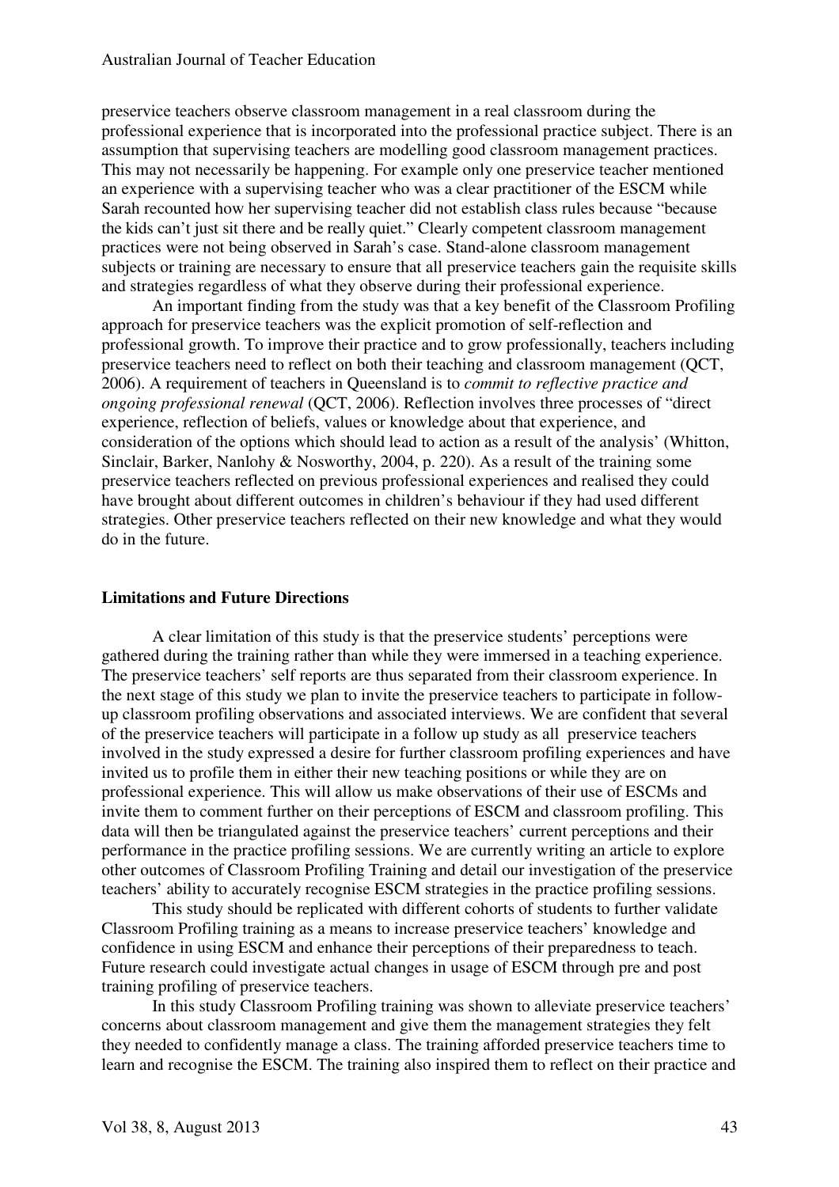preservice teachers observe classroom management in a real classroom during the professional experience that is incorporated into the professional practice subject. There is an assumption that supervising teachers are modelling good classroom management practices. This may not necessarily be happening. For example only one preservice teacher mentioned an experience with a supervising teacher who was a clear practitioner of the ESCM while Sarah recounted how her supervising teacher did not establish class rules because "because the kids can't just sit there and be really quiet." Clearly competent classroom management practices were not being observed in Sarah's case. Stand-alone classroom management subjects or training are necessary to ensure that all preservice teachers gain the requisite skills and strategies regardless of what they observe during their professional experience.

An important finding from the study was that a key benefit of the Classroom Profiling approach for preservice teachers was the explicit promotion of self-reflection and professional growth. To improve their practice and to grow professionally, teachers including preservice teachers need to reflect on both their teaching and classroom management (QCT, 2006). A requirement of teachers in Queensland is to *commit to reflective practice and ongoing professional renewal* (QCT, 2006). Reflection involves three processes of "direct experience, reflection of beliefs, values or knowledge about that experience, and consideration of the options which should lead to action as a result of the analysis' (Whitton, Sinclair, Barker, Nanlohy & Nosworthy, 2004, p. 220). As a result of the training some preservice teachers reflected on previous professional experiences and realised they could have brought about different outcomes in children's behaviour if they had used different strategies. Other preservice teachers reflected on their new knowledge and what they would do in the future.

## Limitations and Future Directions

A clear limitation of this study is that the preservice students' perceptions were gathered during the training rather than while they were immersed in a teaching experience. The preservice teachers' self reports are thus separated from their classroom experience. In the next stage of this study we plan to invite the preservice teachers to participate in follow-up classroom profiling observations and associated interviews. We are confident that several of the preservice teachers will participate in a follow up study as all preservice teachers involved in the study expressed a desire for further classroom profiling experiences and have invited us to profile them in either their new teaching positions or while they are on professional experience. This will allow us make observations of their use of ESCMs and invite them to comment further on their perceptions of ESCM and classroom profiling. This data will then be triangulated against the preservice teachers' current perceptions and their performance in the practice profiling sessions. We are currently writing an article to explore other outcomes of Classroom Profiling Training and detail our investigation of the preservice teachers' ability to accurately recognise ESCM strategies in the practice profiling sessions.

This study should be replicated with different cohorts of students to further validate Classroom Profiling training as a means to increase preservice teachers' knowledge and confidence in using ESCM and enhance their perceptions of their preparedness to teach. Future research could investigate actual changes in usage of ESCM through pre and post training profiling of preservice teachers.

In this study Classroom Profiling training was shown to alleviate preservice teachers' concerns about classroom management and give them the management strategies they felt they needed to confidently manage a class. The training afforded preservice teachers time to learn and recognise the ESCM. The training also inspired them to reflect on their practice and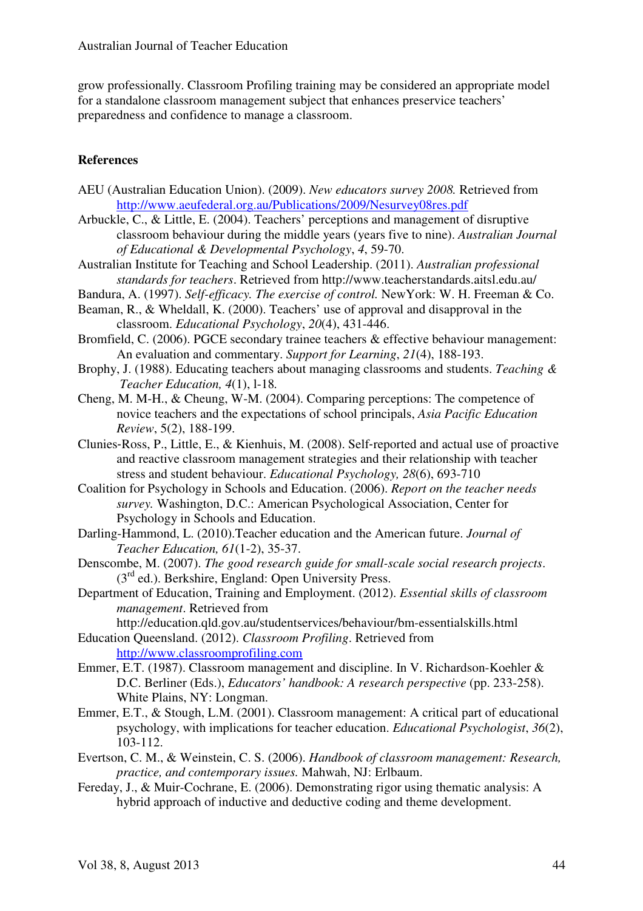grow professionally. Classroom Profiling training may be considered an appropriate model for a standalone classroom management subject that enhances preservice teachers' preparedness and confidence to manage a classroom.

**References**

AEU (Australian Education Union). (2009). *New educators survey 2008.* Retrieved from http://www.aeufederal.org.au/Publications/2009/Nesurvey08res.pdf

Arbuckle, C., & Little, E. (2004). Teachers' perceptions and management of disruptive classroom behaviour during the middle years (years five to nine). *Australian Journal of Educational & Developmental Psychology*, *4*, 59-70.

Australian Institute for Teaching and School Leadership. (2011). *Australian professional standards for teachers*. Retrieved from http://www.teacherstandards.aitsl.edu.au/

Bandura, A. (1997). *Self-efficacy. The exercise of control.* NewYork: W. H. Freeman & Co.

Beaman, R., & Wheldall, K. (2000). Teachers' use of approval and disapproval in the classroom. *Educational Psychology*, *20*(4), 431-446.

Bromfield, C. (2006). PGCE secondary trainee teachers & effective behaviour management: An evaluation and commentary. *Support for Learning*, *21*(4), 188-193.

Brophy, J. (1988). Educating teachers about managing classrooms and students. *Teaching & Teacher Education, 4*(1), l-18.

Cheng, M. M-H., & Cheung, W-M. (2004). Comparing perceptions: The competence of novice teachers and the expectations of school principals, *Asia Pacific Education Review*, 5(2), 188-199.

Clunies-Ross, P., Little, E., & Kienhuis, M. (2008). Self-reported and actual use of proactive and reactive classroom management strategies and their relationship with teacher stress and student behaviour. *Educational Psychology, 28*(6), 693-710

Coalition for Psychology in Schools and Education. (2006). *Report on the teacher needs survey.* Washington, D.C.: American Psychological Association, Center for Psychology in Schools and Education.

Darling-Hammond, L. (2010).Teacher education and the American future. *Journal of Teacher Education, 61*(1-2), 35-37.

Denscombe, M. (2007). *The good research guide for small-scale social research projects*. (3rd ed.). Berkshire, England: Open University Press.

Department of Education, Training and Employment. (2012). *Essential skills of classroom management*. Retrieved from http://education.qld.gov.au/studentservices/behaviour/bm-essentialskills.html

Education Queensland. (2012). *Classroom Profiling*. Retrieved from http://www.classroomprofiling.com

Emmer, E.T. (1987). Classroom management and discipline. In V. Richardson-Koehler & D.C. Berliner (Eds.), *Educators' handbook: A research perspective* (pp. 233-258). White Plains, NY: Longman.

Emmer, E.T., & Stough, L.M. (2001). Classroom management: A critical part of educational psychology, with implications for teacher education. *Educational Psychologist*, *36*(2), 103-112.

Evertson, C. M., & Weinstein, C. S. (2006). *Handbook of classroom management: Research, practice, and contemporary issues.* Mahwah, NJ: Erlbaum.

Fereday, J., & Muir-Cochrane, E. (2006). Demonstrating rigor using thematic analysis: A hybrid approach of inductive and deductive coding and theme development.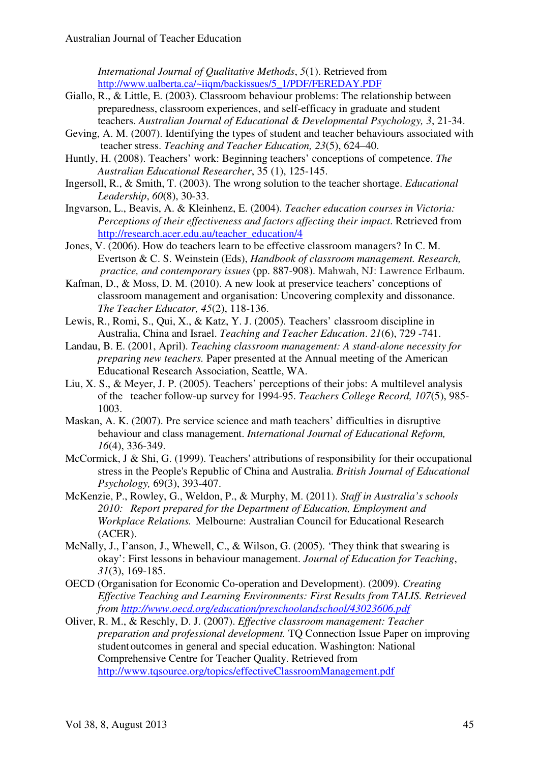*International Journal of Qualitative Methods*, *5*(1). Retrieved from http://www.ualberta.ca/~iiqm/backissues/5_1/PDF/FEREDAY.PDF

Giallo, R., & Little, E. (2003). Classroom behaviour problems: The relationship between preparedness, classroom experiences, and self-efficacy in graduate and student teachers. *Australian Journal of Educational & Developmental Psychology, 3*, 21-34.

Geving, A. M. (2007). Identifying the types of student and teacher behaviours associated with teacher stress. *Teaching and Teacher Education, 23*(5), 624–40.

Huntly, H. (2008). Teachers' work: Beginning teachers' conceptions of competence. *The Australian Educational Researcher*, 35 (1), 125-145.

Ingersoll, R., & Smith, T. (2003). The wrong solution to the teacher shortage. *Educational Leadership*, *60*(8), 30-33.

Ingvarson, L., Beavis, A. & Kleinhenz, E. (2004). *Teacher education courses in Victoria: Perceptions of their effectiveness and factors affecting their impact*. Retrieved from http://research.acer.edu.au/teacher_education/4

Jones, V. (2006). How do teachers learn to be effective classroom managers? In C. M. Evertson & C. S. Weinstein (Eds), *Handbook of classroom management. Research, practice, and contemporary issues* (pp. 887-908). Mahwah, NJ: Lawrence Erlbaum.

Kafman, D., & Moss, D. M. (2010). A new look at preservice teachers' conceptions of classroom management and organisation: Uncovering complexity and dissonance. *The Teacher Educator, 45*(2), 118-136.

Lewis, R., Romi, S., Qui, X., & Katz, Y. J. (2005). Teachers' classroom discipline in Australia, China and Israel. *Teaching and Teacher Education*. *21*(6), 729 -741.

Landau, B. E. (2001, April). *Teaching classroom management: A stand-alone necessity for preparing new teachers.* Paper presented at the Annual meeting of the American Educational Research Association, Seattle, WA.

Liu, X. S., & Meyer, J. P. (2005). Teachers' perceptions of their jobs: A multilevel analysis of the teacher follow-up survey for 1994-95. *Teachers College Record, 107*(5), 985-1003.

Maskan, A. K. (2007). Pre service science and math teachers' difficulties in disruptive behaviour and class management. *International Journal of Educational Reform, 16*(4), 336-349.

McCormick, J & Shi, G. (1999). Teachers' attributions of responsibility for their occupational stress in the People's Republic of China and Australia. *British Journal of Educational Psychology,* 69(3), 393-407.

McKenzie, P., Rowley, G., Weldon, P., & Murphy, M. (2011). *Staff in Australia's schools 2010: Report prepared for the Department of Education, Employment and Workplace Relations.* Melbourne: Australian Council for Educational Research (ACER).

McNally, J., I'anson, J., Whewell, C., & Wilson, G. (2005). 'They think that swearing is okay': First lessons in behaviour management. *Journal of Education for Teaching*, *31*(3), 169-185.

OECD (Organisation for Economic Co-operation and Development). (2009). *Creating Effective Teaching and Learning Environments: First Results from TALIS. Retrieved from http://www.oecd.org/education/preschoolandschool/43023606.pdf*

Oliver, R. M., & Reschly, D. J. (2007). *Effective classroom management: Teacher preparation and professional development.* TQ Connection Issue Paper on improving student outcomes in general and special education. Washington: National Comprehensive Centre for Teacher Quality. Retrieved from http://www.tqsource.org/topics/effectiveClassroomManagement.pdf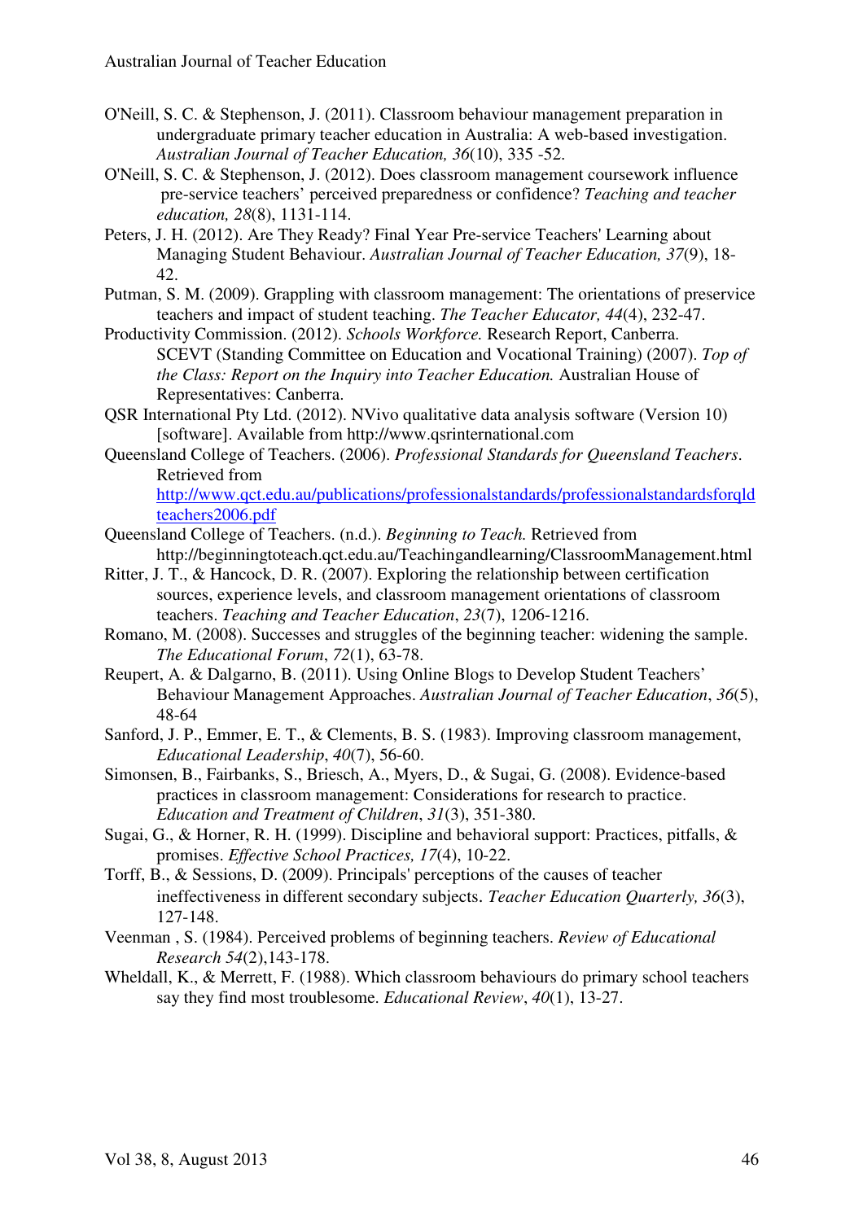O'Neill, S. C. & Stephenson, J. (2011). Classroom behaviour management preparation in undergraduate primary teacher education in Australia: A web-based investigation. *Australian Journal of Teacher Education, 36*(10), 335 -52.

O'Neill, S. C. & Stephenson, J. (2012). Does classroom management coursework influence pre-service teachers' perceived preparedness or confidence? *Teaching and teacher education, 28*(8), 1131-114.

Peters, J. H. (2012). Are They Ready? Final Year Pre-service Teachers' Learning about Managing Student Behaviour. *Australian Journal of Teacher Education, 37*(9), 18-42.

Putman, S. M. (2009). Grappling with classroom management: The orientations of preservice teachers and impact of student teaching. *The Teacher Educator, 44*(4), 232-47.

Productivity Commission. (2012). *Schools Workforce.* Research Report, Canberra. SCEVT (Standing Committee on Education and Vocational Training) (2007). *Top of the Class: Report on the Inquiry into Teacher Education.* Australian House of Representatives: Canberra.

QSR International Pty Ltd. (2012). NVivo qualitative data analysis software (Version 10) [software]. Available from http://www.qsrinternational.com

Queensland College of Teachers. (2006). *Professional Standards for Queensland Teachers*. Retrieved from http://www.qct.edu.au/publications/professionalstandards/professionalstandardsforqldteachers2006.pdf

Queensland College of Teachers. (n.d.). *Beginning to Teach.* Retrieved from http://beginningtoteach.qct.edu.au/Teachingandlearning/ClassroomManagement.html

Ritter, J. T., & Hancock, D. R. (2007). Exploring the relationship between certification sources, experience levels, and classroom management orientations of classroom teachers. *Teaching and Teacher Education*, *23*(7), 1206-1216.

Romano, M. (2008). Successes and struggles of the beginning teacher: widening the sample. *The Educational Forum*, *72*(1), 63-78.

Reupert, A. & Dalgarno, B. (2011). Using Online Blogs to Develop Student Teachers' Behaviour Management Approaches. *Australian Journal of Teacher Education*, *36*(5), 48-64

Sanford, J. P., Emmer, E. T., & Clements, B. S. (1983). Improving classroom management, *Educational Leadership*, *40*(7), 56-60.

Simonsen, B., Fairbanks, S., Briesch, A., Myers, D., & Sugai, G. (2008). Evidence-based practices in classroom management: Considerations for research to practice. *Education and Treatment of Children*, *31*(3), 351-380.

Sugai, G., & Horner, R. H. (1999). Discipline and behavioral support: Practices, pitfalls, & promises. *Effective School Practices, 17*(4), 10-22.

Torff, B., & Sessions, D. (2009). Principals' perceptions of the causes of teacher ineffectiveness in different secondary subjects. *Teacher Education Quarterly, 36*(3), 127-148.

Veenman , S. (1984). Perceived problems of beginning teachers. *Review of Educational Research 54*(2),143-178.

Wheldall, K., & Merrett, F. (1988). Which classroom behaviours do primary school teachers say they find most troublesome. *Educational Review*, *40*(1), 13-27.